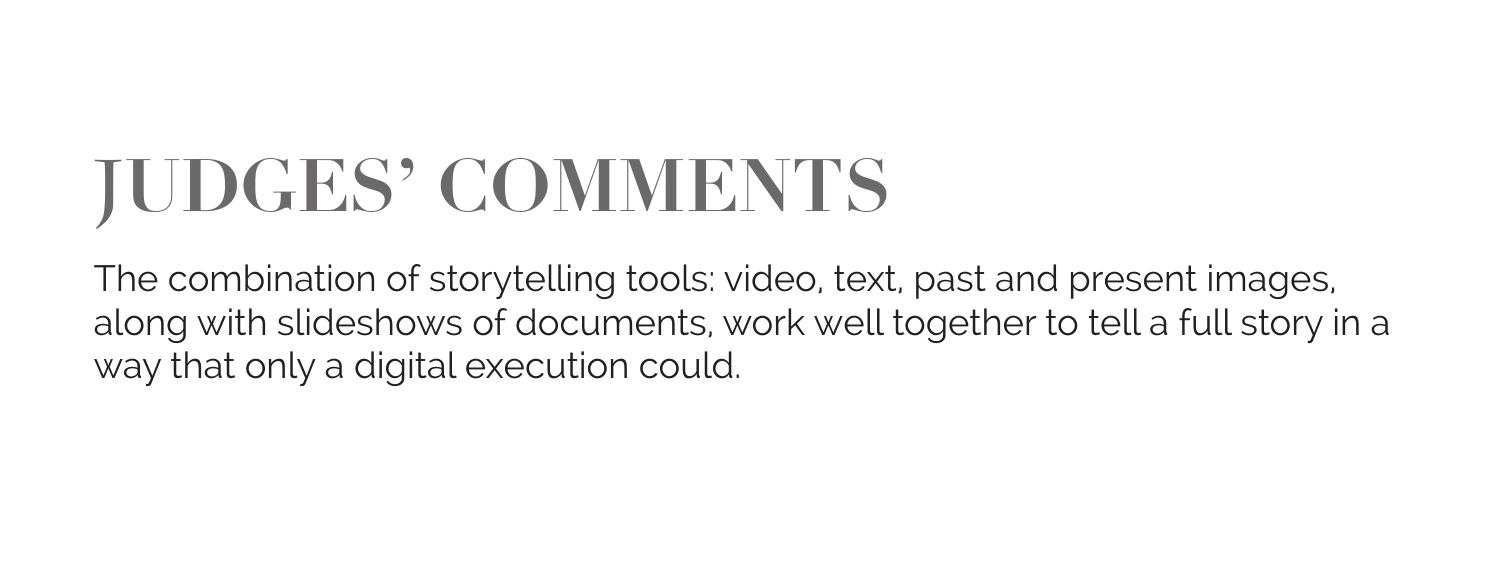# JUDGES' COMMENTS

The combination of storytelling tools: video, text, past and present images, along with slideshows of documents, work well together to tell a full story in a way that only a digital execution could.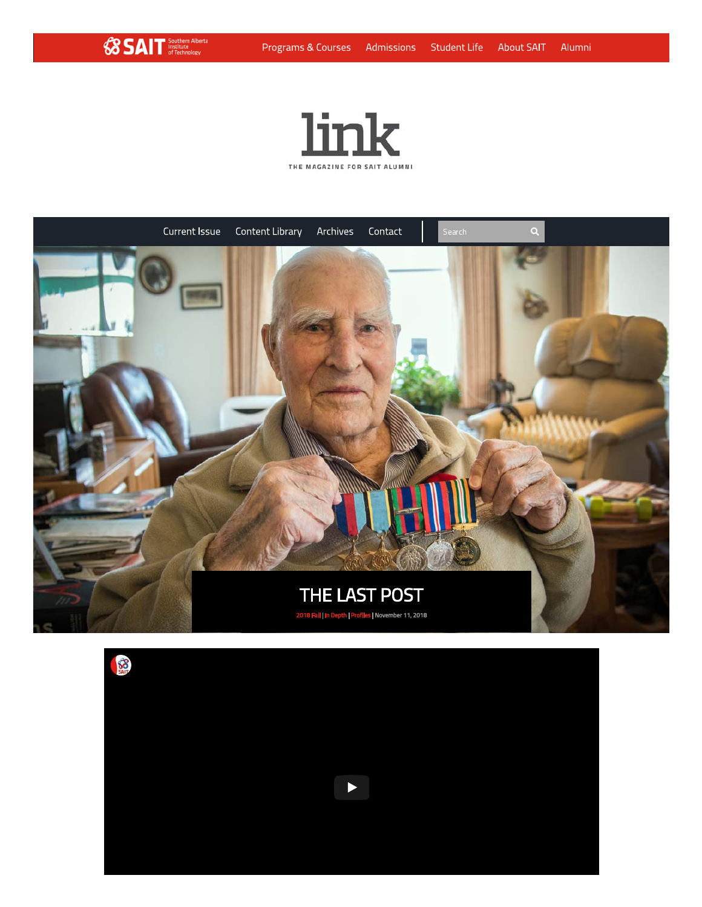SAIT Southern Alberta Institute of Technology

Programs & Courses | Admissions | Student Life | About SAIT | Alumni

# link

THE MAGAZINE FOR SAIT ALUMNI

Current Issue | Content Library | Archives | Contact

Search

# THE LAST POST

2018 Fall | In Depth | Profiles | November 11, 2018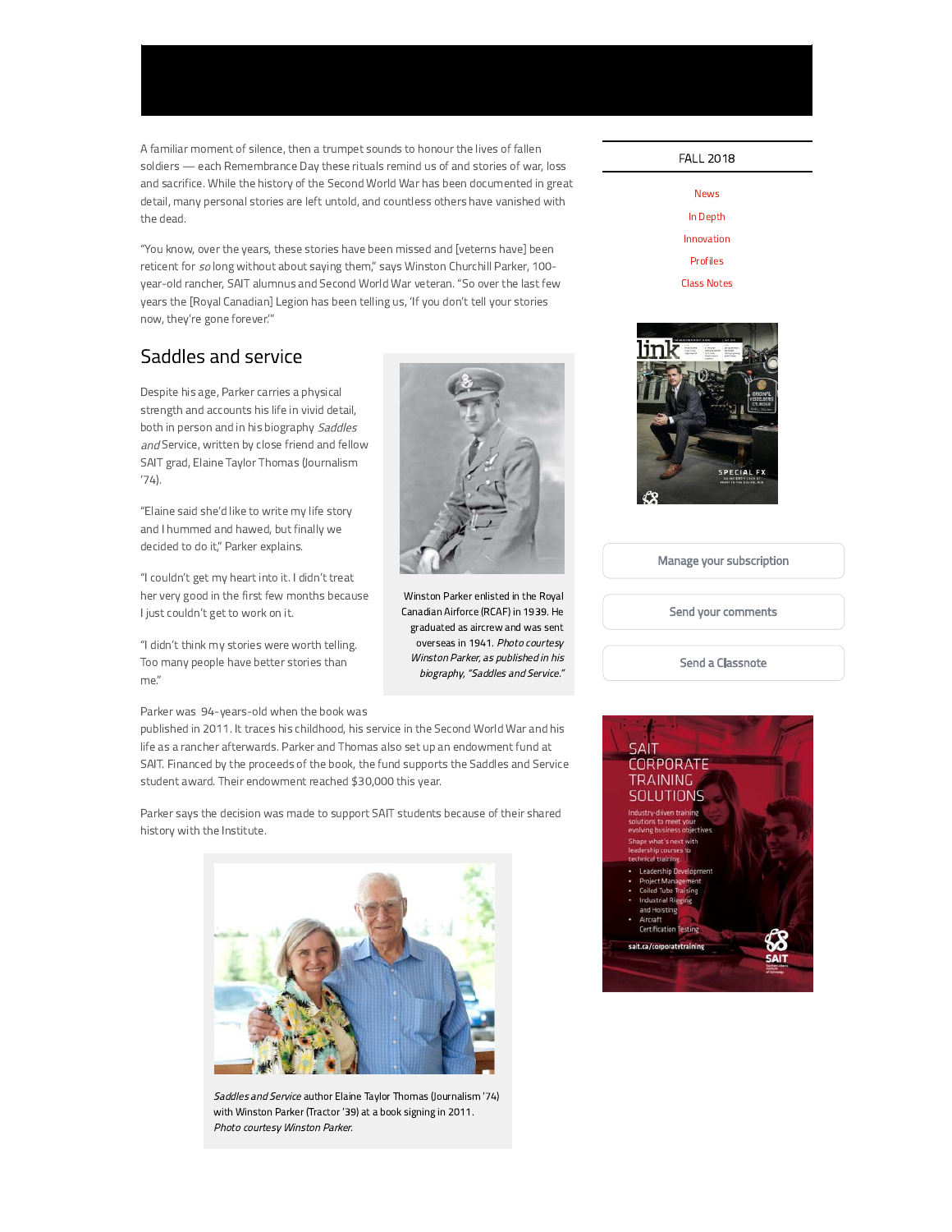A familiar moment of silence, then a trumpet sounds to honour the lives of fallen soldiers — each Remembrance Day these rituals remind us of and stories of war, loss and sacrifice. While the history of the Second World War has been documented in great detail, many personal stories are left untold, and countless others have vanished with the dead.

"You know, over the years, these stories have been missed and [veterns have] been reticent for *so* long without about saying them," says Winston Churchill Parker, 100-year-old rancher, SAIT alumnus and Second World War veteran. "So over the last few years the [Royal Canadian] Legion has been telling us, 'If you don't tell your stories now, they're gone forever.'"

## Saddles and service

Despite his age, Parker carries a physical strength and accounts his life in vivid detail, both in person and in his biography *Saddles and* Service, written by close friend and fellow SAIT grad, Elaine Taylor Thomas (Journalism '74).

"Elaine said she'd like to write my life story and I hummed and hawed, but finally we decided to do it," Parker explains.

"I couldn't get my heart into it. I didn't treat her very good in the first few months because I just couldn't get to work on it.

"I didn't think my stories were worth telling. Too many people have better stories than me."

Winston Parker enlisted in the Royal Canadian Airforce (RCAF) in 1939. He graduated as aircrew and was sent overseas in 1941. *Photo courtesy Winston Parker, as published in his biography, "Saddles and Service."*

Parker was 94-years-old when the book was published in 2011. It traces his childhood, his service in the Second World War and his life as a rancher afterwards. Parker and Thomas also set up an endowment fund at SAIT. Financed by the proceeds of the book, the fund supports the Saddles and Service student award. Their endowment reached $30,000 this year.

Parker says the decision was made to support SAIT students because of their shared history with the Institute.

*Saddles and Service* author Elaine Taylor Thomas (Journalism '74) with Winston Parker (Tractor '39) at a book signing in 2011. *Photo courtesy Winston Parker.*

FALL 2018

News

In Depth

Innovation

Profiles

Class Notes

Manage your subscription

Send your comments

Send a Classnote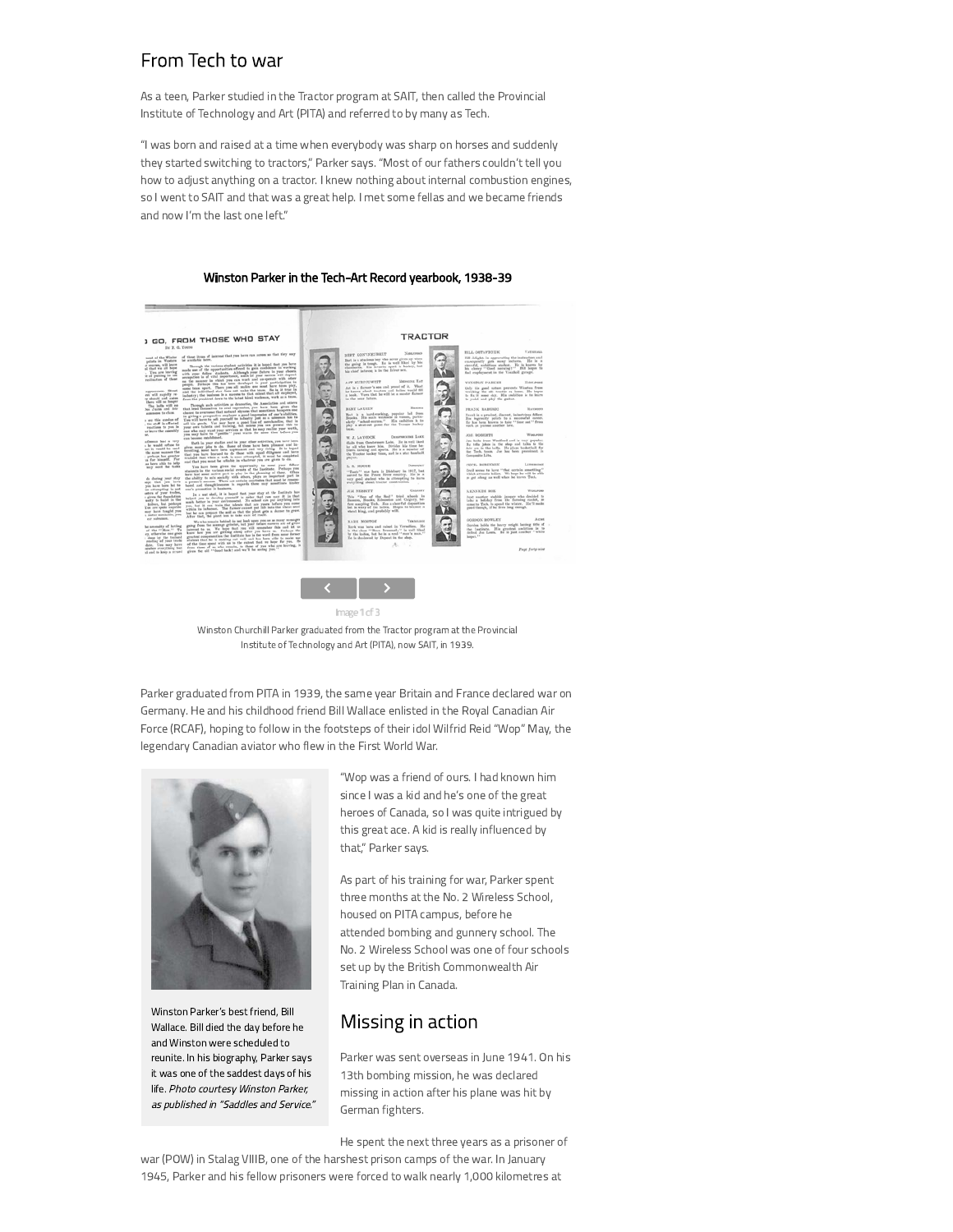## From Tech to war

As a teen, Parker studied in the Tractor program at SAIT, then called the Provincial Institute of Technology and Art (PITA) and referred to by many as Tech.

"I was born and raised at a time when everybody was sharp on horses and suddenly they started switching to tractors," Parker says. "Most of our fathers couldn't tell you how to adjust anything on a tractor. I knew nothing about internal combustion engines, so I went to SAIT and that was a great help. I met some fellas and we became friends and now I'm the last one left."

**Winston Parker in the Tech-Art Record yearbook, 1938-39**

Image 1 of 3

Winston Churchill Parker graduated from the Tractor program at the Provincial Institute of Technology and Art (PITA), now SAIT, in 1939.

Parker graduated from PITA in 1939, the same year Britain and France declared war on Germany. He and his childhood friend Bill Wallace enlisted in the Royal Canadian Air Force (RCAF), hoping to follow in the footsteps of their idol Wilfrid Reid "Wop" May, the legendary Canadian aviator who flew in the First World War.

Winston Parker's best friend, Bill Wallace. Bill died the day before he and Winston were scheduled to reunite. In his biography, Parker says it was one of the saddest days of his life. *Photo courtesy Winston Parker, as published in "Saddles and Service."*

"Wop was a friend of ours. I had known him since I was a kid and he's one of the great heroes of Canada, so I was quite intrigued by this great ace. A kid is really influenced by that," Parker says.

As part of his training for war, Parker spent three months at the No. 2 Wireless School, housed on PITA campus, before he attended bombing and gunnery school. The No. 2 Wireless School was one of four schools set up by the British Commonwealth Air Training Plan in Canada.

## Missing in action

Parker was sent overseas in June 1941. On his 13th bombing mission, he was declared missing in action after his plane was hit by German fighters.

He spent the next three years as a prisoner of war (POW) in Stalag VIIIB, one of the harshest prison camps of the war. In January 1945, Parker and his fellow prisoners were forced to walk nearly 1,000 kilometres at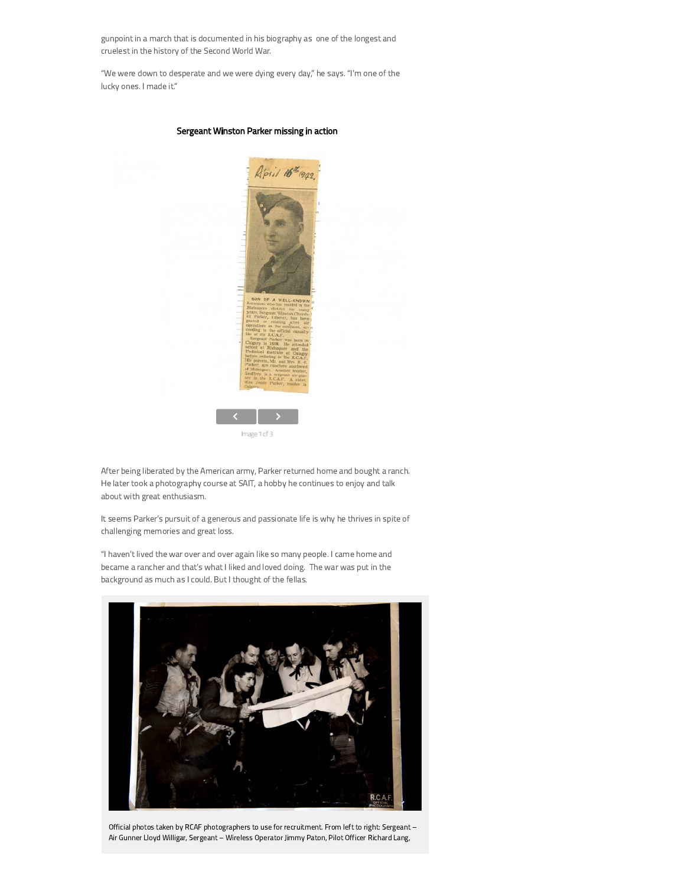gunpoint in a march that is documented in his biography as one of the longest and cruelest in the history of the Second World War.

"We were down to desperate and we were dying every day," he says. "I'm one of the lucky ones. I made it."

**Sergeant Winston Parker missing in action**

Image 1 of 3

After being liberated by the American army, Parker returned home and bought a ranch. He later took a photography course at SAIT, a hobby he continues to enjoy and talk about with great enthusiasm.

It seems Parker's pursuit of a generous and passionate life is why he thrives in spite of challenging memories and great loss.

"I haven't lived the war over and over again like so many people. I came home and became a rancher and that's what I liked and loved doing. The war was put in the background as much as I could. But I thought of the fellas.

Official photos taken by RCAF photographers to use for recruitment. From left to right: Sergeant – Air Gunner Lloyd Willigar, Sergeant – Wireless Operator Jimmy Paton, Pilot Officer Richard Lang,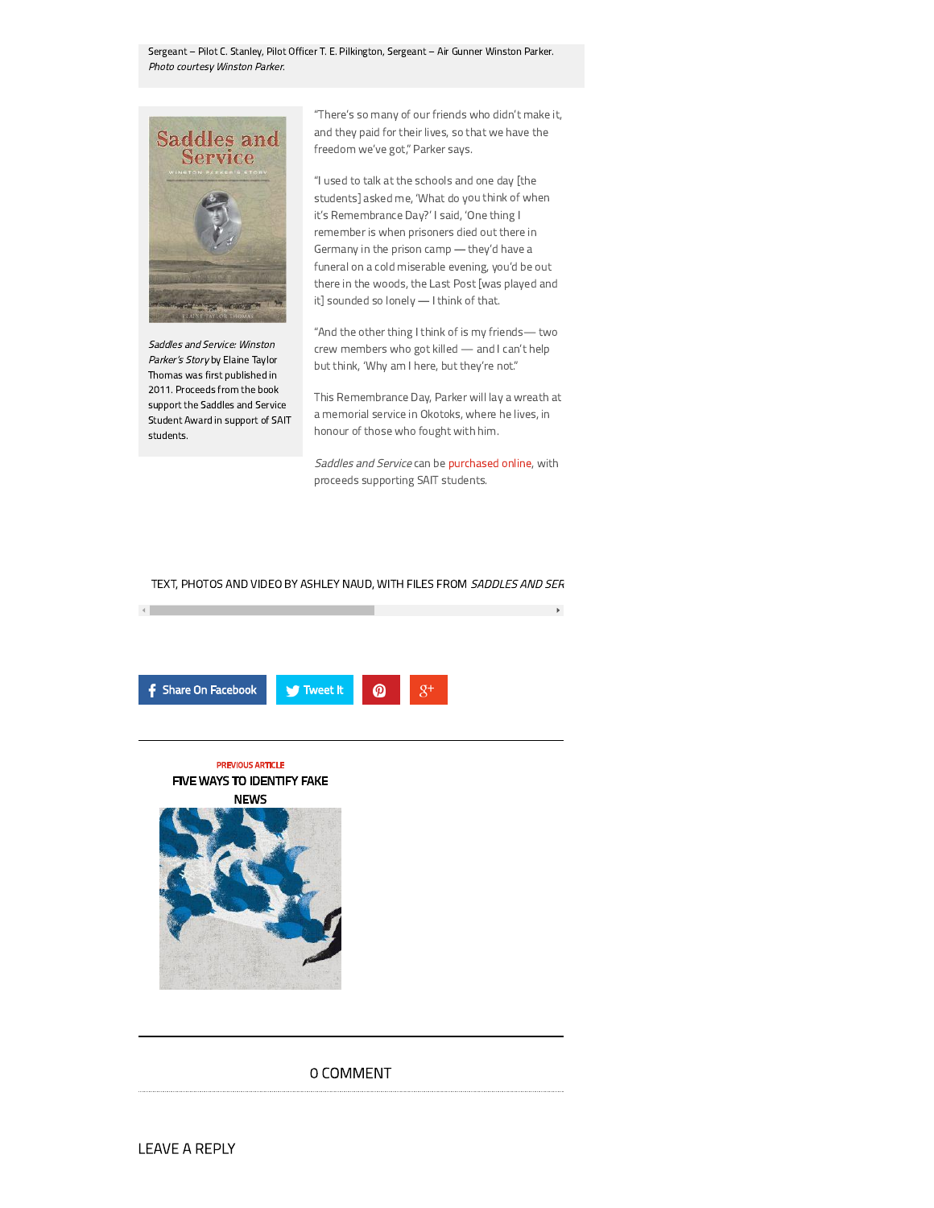Sergeant – Pilot C. Stanley, Pilot Officer T. E. Pilkington, Sergeant – Air Gunner Winston Parker. *Photo courtesy Winston Parker.*

*Saddles and Service: Winston Parker's Story* by Elaine Taylor Thomas was first published in 2011. Proceeds from the book support the Saddles and Service Student Award in support of SAIT students.

"There's so many of our friends who didn't make it, and they paid for their lives, so that we have the freedom we've got," Parker says.

"I used to talk at the schools and one day [the students] asked me, 'What do you think of when it's Remembrance Day?' I said, 'One thing I remember is when prisoners died out there in Germany in the prison camp — they'd have a funeral on a cold miserable evening, you'd be out there in the woods, the Last Post [was played and it] sounded so lonely — I think of that.

"And the other thing I think of is my friends— two crew members who got killed — and I can't help but think, 'Why am I here, but they're not.'"

This Remembrance Day, Parker will lay a wreath at a memorial service in Okotoks, where he lives, in honour of those who fought with him.

*Saddles and Service* can be purchased online, with proceeds supporting SAIT students.

TEXT, PHOTOS AND VIDEO BY ASHLEY NAUD, WITH FILES FROM *SADDLES AND SER*

Share On Facebook Tweet It

PREVIOUS ARTICLE

FIVE WAYS TO IDENTIFY FAKE NEWS

0 COMMENT

LEAVE A REPLY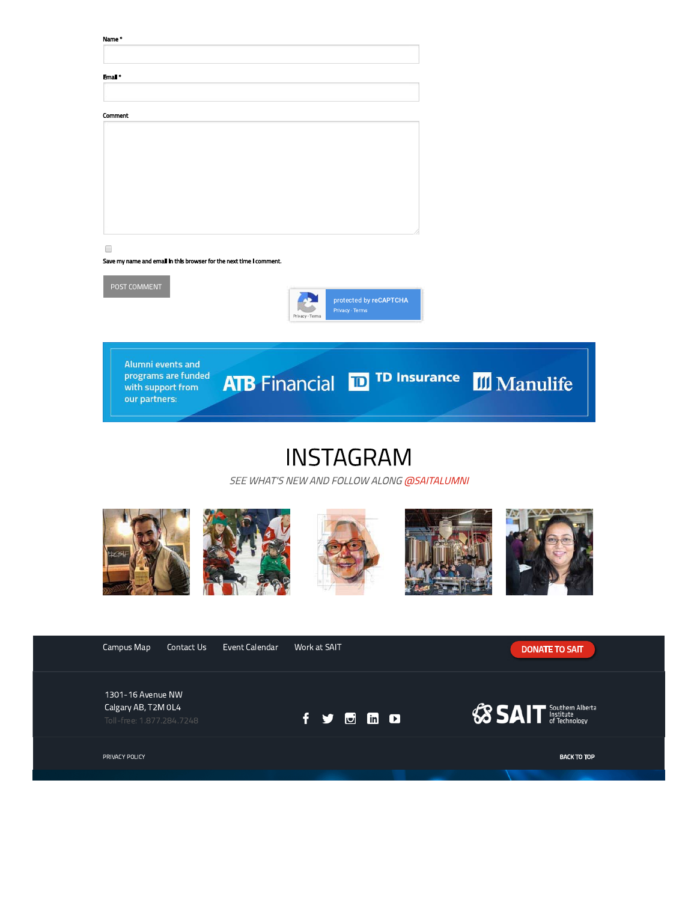Name *

Email *

Comment

Save my name and email in this browser for the next time I comment.

POST COMMENT

protected by reCAPTCHA
Privacy - Terms

Alumni events and programs are funded with support from our partners: ATB Financial TD Insurance Manulife

# INSTAGRAM

*SEE WHAT'S NEW AND FOLLOW ALONG @SAITALUMNI*

Campus Map Contact Us Event Calendar Work at SAIT

DONATE TO SAIT

1301-16 Avenue NW
Calgary AB, T2M 0L4
Toll-free: 1.877.284.7248

SAIT Southern Alberta Institute of Technology

PRIVACY POLICY

BACK TO TOP